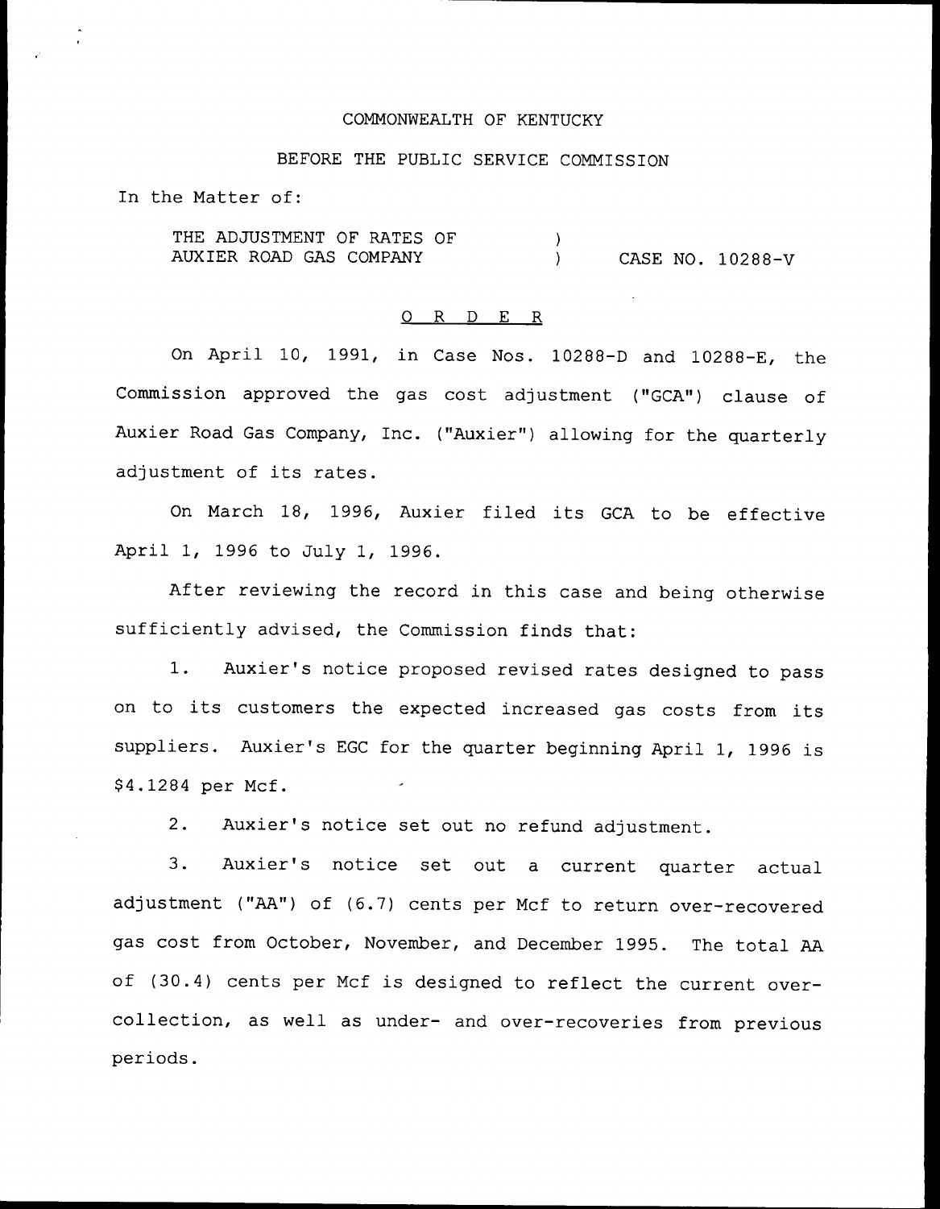COMMONWEALTH OF KENTUCKY

BEFORE THE PUBLIC SERVICE COMMISSION

In the Matter of:

THE ADJUSTMENT OF RATES OF AUXIER ROAD GAS COMPANY ) CASE NO. 10288-V

O R D E R

On April 10, 1991, in Case Nos. 10288-D and 10288-E, the Commission approved the gas cost adjustment ("GCA") clause of Auxier Road Gas Company, Inc. ("Auxier") allowing for the quarterly adjustment of its rates.

On March 18, 1996, Auxier filed its GCA to be effective April 1, 1996 to July 1, 1996.

After reviewing the record in this case and being otherwise sufficiently advised, the Commission finds that:

1. Auxier's notice proposed revised rates designed to pass on to its customers the expected increased gas costs from its suppliers. Auxier's EGC for the quarter beginning April 1, 1996 is $4.1284 per Mcf.

2. Auxier's notice set out no refund adjustment.

3. Auxier's notice set out a current quarter actual adjustment ("AA") of (6.7) cents per Mcf to return over-recovered gas cost from October, November, and December 1995. The total AA of (30.4) cents per Mcf is designed to reflect the current over-collection, as well as under- and over-recoveries from previous periods.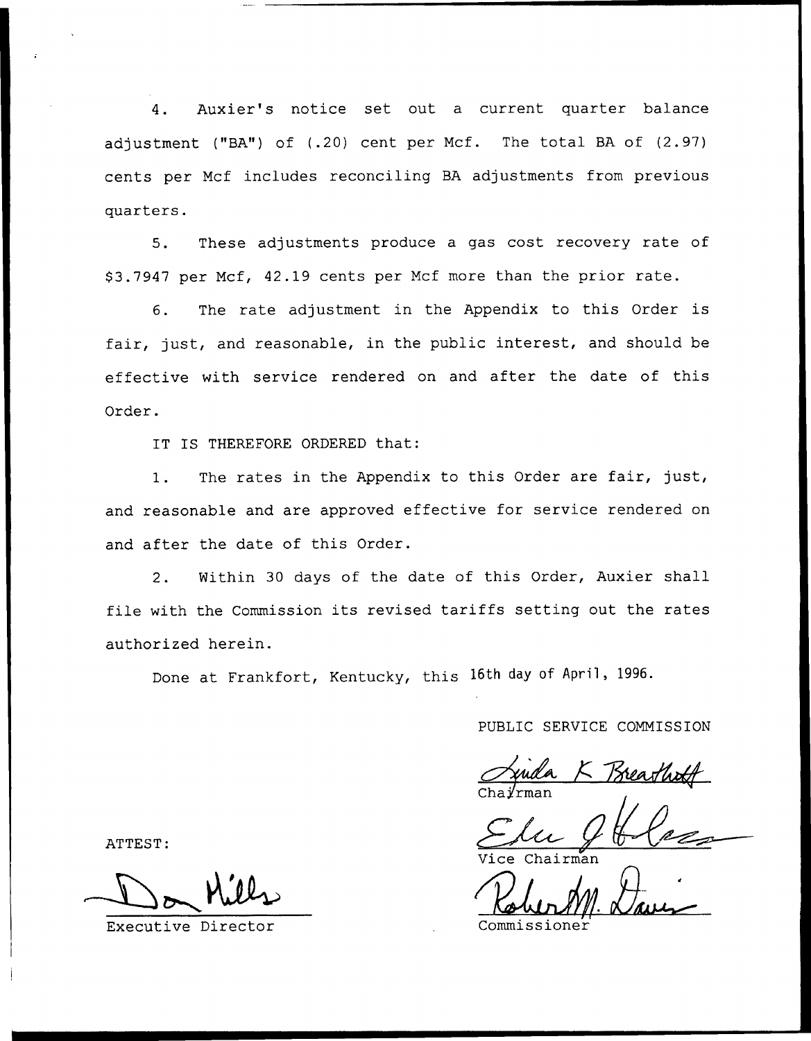4. Auxier's notice set out a current quarter balance adjustment ("BA") of (.20) cent per Mcf. The total BA of (2.97) cents per Mcf includes reconciling BA adjustments from previous quarters.

5. These adjustments produce a gas cost recovery rate of $3.7947 per Mcf, 42.19 cents per Mcf more than the prior rate.

6. The rate adjustment in the Appendix to this Order is fair, just, and reasonable, in the public interest, and should be effective with service rendered on and after the date of this Order.

IT IS THEREFORE ORDERED that:

1. The rates in the Appendix to this Order are fair, just, and reasonable and are approved effective for service rendered on and after the date of this Order.

2. Within 30 days of the date of this Order, Auxier shall file with the Commission its revised tariffs setting out the rates authorized herein.

Done at Frankfort, Kentucky, this 16th day of April, 1996.

PUBLIC SERVICE COMMISSION

Linda K Breathitt
Chairman

Vice Chairman

Commissioner

ATTEST:

Don Mills
Executive Director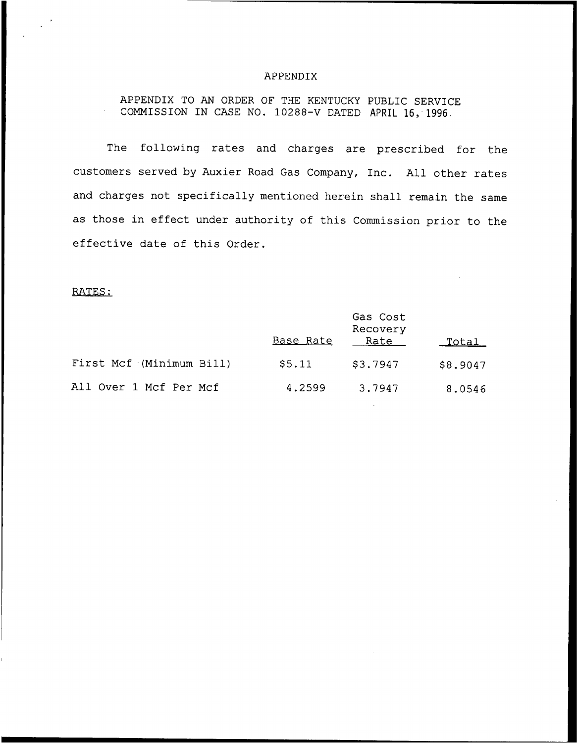# APPENDIX

APPENDIX TO AN ORDER OF THE KENTUCKY PUBLIC SERVICE COMMISSION IN CASE NO. 10288-V DATED APRIL 16, 1996

The following rates and charges are prescribed for the customers served by Auxier Road Gas Company, Inc. All other rates and charges not specifically mentioned herein shall remain the same as those in effect under authority of this Commission prior to the effective date of this Order.

RATES:

| | Base Rate | Gas Cost Recovery Rate | Total |
|---|---|---|---|
| First Mcf (Minimum Bill) | $5.11 | $3.7947 | $8.9047 |
| All Over 1 Mcf Per Mcf | 4.2599 | 3.7947 | 8.0546 |